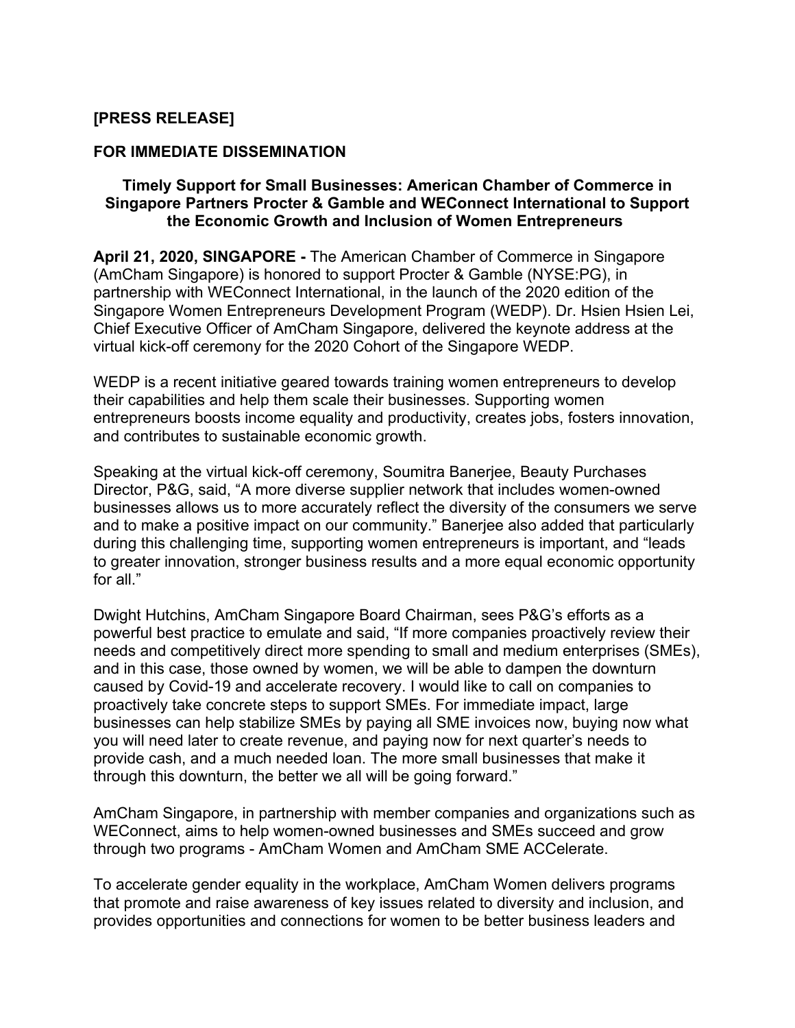**[PRESS RELEASE]**

**FOR IMMEDIATE DISSEMINATION**

**Timely Support for Small Businesses: American Chamber of Commerce in Singapore Partners Procter & Gamble and WEConnect International to Support the Economic Growth and Inclusion of Women Entrepreneurs**

**April 21, 2020, SINGAPORE -** The American Chamber of Commerce in Singapore (AmCham Singapore) is honored to support Procter & Gamble (NYSE:PG), in partnership with WEConnect International, in the launch of the 2020 edition of the Singapore Women Entrepreneurs Development Program (WEDP). Dr. Hsien Hsien Lei, Chief Executive Officer of AmCham Singapore, delivered the keynote address at the virtual kick-off ceremony for the 2020 Cohort of the Singapore WEDP.

WEDP is a recent initiative geared towards training women entrepreneurs to develop their capabilities and help them scale their businesses. Supporting women entrepreneurs boosts income equality and productivity, creates jobs, fosters innovation, and contributes to sustainable economic growth.

Speaking at the virtual kick-off ceremony, Soumitra Banerjee, Beauty Purchases Director, P&G, said, "A more diverse supplier network that includes women-owned businesses allows us to more accurately reflect the diversity of the consumers we serve and to make a positive impact on our community." Banerjee also added that particularly during this challenging time, supporting women entrepreneurs is important, and "leads to greater innovation, stronger business results and a more equal economic opportunity for all."

Dwight Hutchins, AmCham Singapore Board Chairman, sees P&G's efforts as a powerful best practice to emulate and said, "If more companies proactively review their needs and competitively direct more spending to small and medium enterprises (SMEs), and in this case, those owned by women, we will be able to dampen the downturn caused by Covid-19 and accelerate recovery. I would like to call on companies to proactively take concrete steps to support SMEs. For immediate impact, large businesses can help stabilize SMEs by paying all SME invoices now, buying now what you will need later to create revenue, and paying now for next quarter's needs to provide cash, and a much needed loan. The more small businesses that make it through this downturn, the better we all will be going forward."

AmCham Singapore, in partnership with member companies and organizations such as WEConnect, aims to help women-owned businesses and SMEs succeed and grow through two programs - AmCham Women and AmCham SME ACCelerate.

To accelerate gender equality in the workplace, AmCham Women delivers programs that promote and raise awareness of key issues related to diversity and inclusion, and provides opportunities and connections for women to be better business leaders and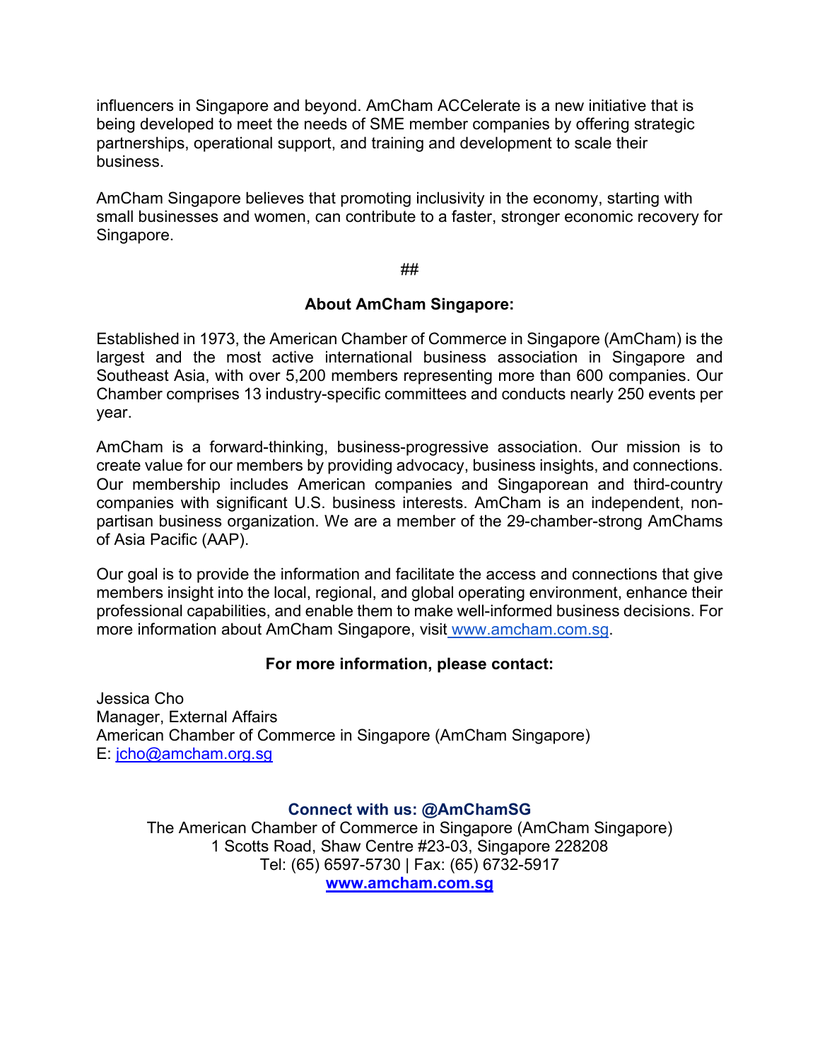influencers in Singapore and beyond. AmCham ACCelerate is a new initiative that is being developed to meet the needs of SME member companies by offering strategic partnerships, operational support, and training and development to scale their business.

AmCham Singapore believes that promoting inclusivity in the economy, starting with small businesses and women, can contribute to a faster, stronger economic recovery for Singapore.

##

**About AmCham Singapore:**

Established in 1973, the American Chamber of Commerce in Singapore (AmCham) is the largest and the most active international business association in Singapore and Southeast Asia, with over 5,200 members representing more than 600 companies. Our Chamber comprises 13 industry-specific committees and conducts nearly 250 events per year.

AmCham is a forward-thinking, business-progressive association. Our mission is to create value for our members by providing advocacy, business insights, and connections. Our membership includes American companies and Singaporean and third-country companies with significant U.S. business interests. AmCham is an independent, non-partisan business organization. We are a member of the 29-chamber-strong AmChams of Asia Pacific (AAP).

Our goal is to provide the information and facilitate the access and connections that give members insight into the local, regional, and global operating environment, enhance their professional capabilities, and enable them to make well-informed business decisions. For more information about AmCham Singapore, visit www.amcham.com.sg.

**For more information, please contact:**

Jessica Cho
Manager, External Affairs
American Chamber of Commerce in Singapore (AmCham Singapore)
E: jcho@amcham.org.sg

**Connect with us: @AmChamSG**
The American Chamber of Commerce in Singapore (AmCham Singapore)
1 Scotts Road, Shaw Centre #23-03, Singapore 228208
Tel: (65) 6597-5730 | Fax: (65) 6732-5917
**www.amcham.com.sg**